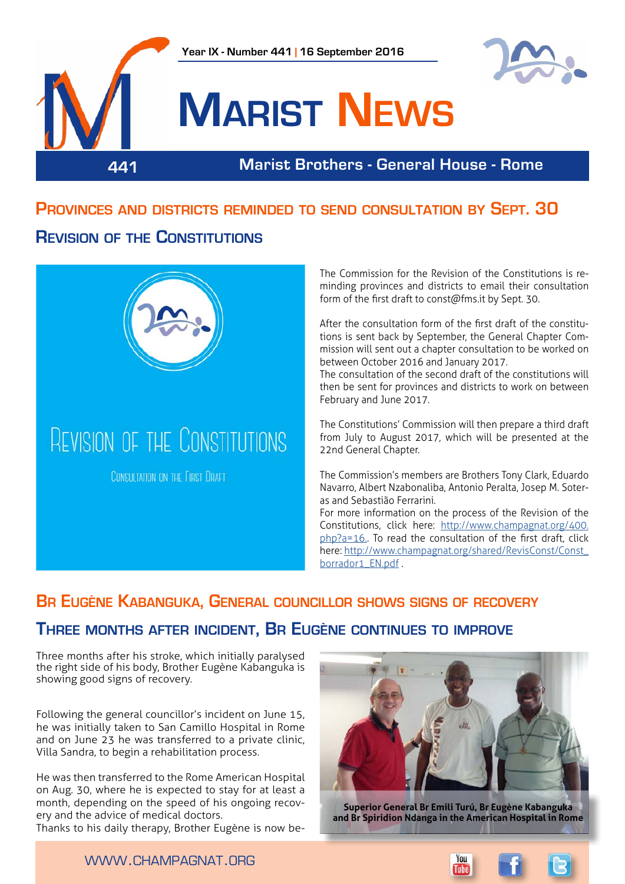Year IX - Number 441 | 16 September 2016

# Marist News

441 Marist Brothers - General House - Rome

## Provinces and districts reminded to send consultation by Sept. 30

### Revision of the Constitutions

Revision of the Constitutions

Consultation on the First Draft

The Commission for the Revision of the Constitutions is reminding provinces and districts to email their consultation form of the first draft to const@fms.it by Sept. 30.

After the consultation form of the first draft of the constitutions is sent back by September, the General Chapter Commission will sent out a chapter consultation to be worked on between October 2016 and January 2017.
The consultation of the second draft of the constitutions will then be sent for provinces and districts to work on between February and June 2017.

The Constitutions' Commission will then prepare a third draft from July to August 2017, which will be presented at the 22nd General Chapter.

The Commission's members are Brothers Tony Clark, Eduardo Navarro, Albert Nzabonaliba, Antonio Peralta, Josep M. Soteras and Sebastião Ferrarini.
For more information on the process of the Revision of the Constitutions, click here: http://www.champagnat.org/400.php?a=16.. To read the consultation of the first draft, click here: http://www.champagnat.org/shared/RevisConst/Const_borrador1_EN.pdf .

## Br Eugène Kabanguka, General councillor shows signs of recovery

### Three months after incident, Br Eugène continues to improve

Three months after his stroke, which initially paralysed the right side of his body, Brother Eugène Kabanguka is showing good signs of recovery.

Following the general councillor's incident on June 15, he was initially taken to San Camillo Hospital in Rome and on June 23 he was transferred to a private clinic, Villa Sandra, to begin a rehabilitation process.

He was then transferred to the Rome American Hospital on Aug. 30, where he is expected to stay for at least a month, depending on the speed of his ongoing recovery and the advice of medical doctors.
Thanks to his daily therapy, Brother Eugène is now be-

**Superior General Br Emili Turú, Br Eugène Kabanguka and Br Spiridion Ndanga in the American Hospital in Rome**

WWW.CHAMPAGNAT.ORG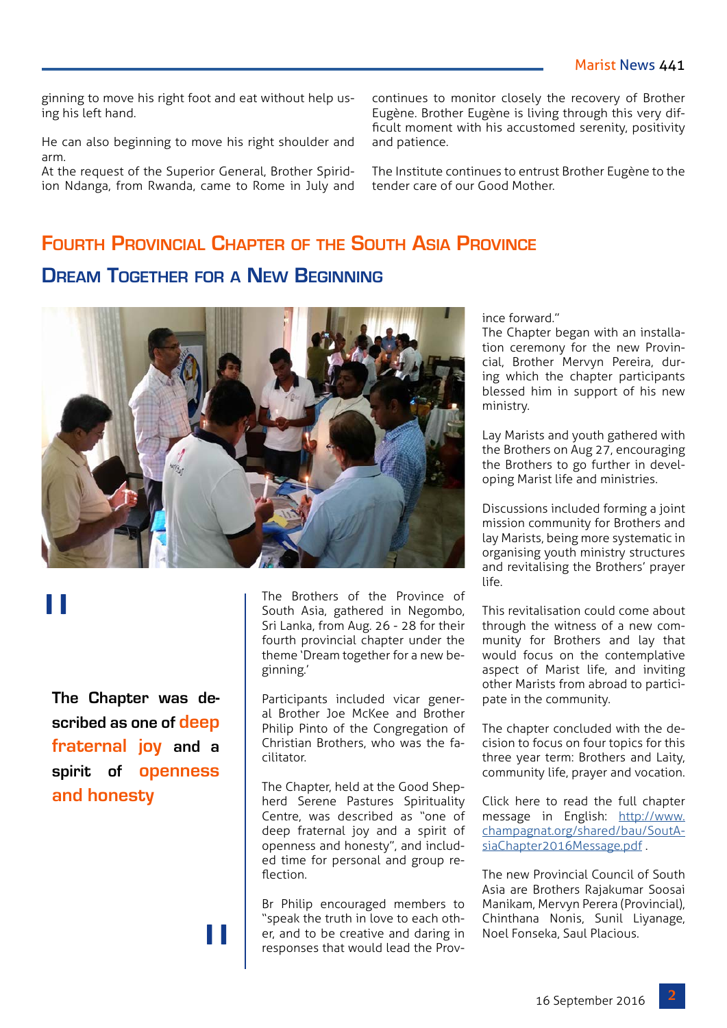ginning to move his right foot and eat without help using his left hand.

He can also beginning to move his right shoulder and arm.
At the request of the Superior General, Brother Spiridion Ndanga, from Rwanda, came to Rome in July and continues to monitor closely the recovery of Brother Eugène. Brother Eugène is living through this very difficult moment with his accustomed serenity, positivity and patience.

The Institute continues to entrust Brother Eugène to the tender care of our Good Mother.

## Fourth Provincial Chapter of the South Asia Province

## Dream Together for a New Beginning

> **The Chapter was described as one of deep fraternal joy and a spirit of openness and honesty**

The Brothers of the Province of South Asia, gathered in Negombo, Sri Lanka, from Aug. 26 - 28 for their fourth provincial chapter under the theme 'Dream together for a new beginning.'

Participants included vicar general Brother Joe McKee and Brother Philip Pinto of the Congregation of Christian Brothers, who was the facilitator.

The Chapter, held at the Good Shepherd Serene Pastures Spirituality Centre, was described as "one of deep fraternal joy and a spirit of openness and honesty", and included time for personal and group reflection.

Br Philip encouraged members to "speak the truth in love to each other, and to be creative and daring in responses that would lead the Province forward."
The Chapter began with an installation ceremony for the new Provincial, Brother Mervyn Pereira, during which the chapter participants blessed him in support of his new ministry.

Lay Marists and youth gathered with the Brothers on Aug 27, encouraging the Brothers to go further in developing Marist life and ministries.

Discussions included forming a joint mission community for Brothers and lay Marists, being more systematic in organising youth ministry structures and revitalising the Brothers' prayer life.

This revitalisation could come about through the witness of a new community for Brothers and lay that would focus on the contemplative aspect of Marist life, and inviting other Marists from abroad to participate in the community.

The chapter concluded with the decision to focus on four topics for this three year term: Brothers and Laity, community life, prayer and vocation.

Click here to read the full chapter message in English: http://www.champagnat.org/shared/bau/SoutAsiaChapter2016Message.pdf .

The new Provincial Council of South Asia are Brothers Rajakumar Soosai Manikam, Mervyn Perera (Provincial), Chinthana Nonis, Sunil Liyanage, Noel Fonseka, Saul Placious.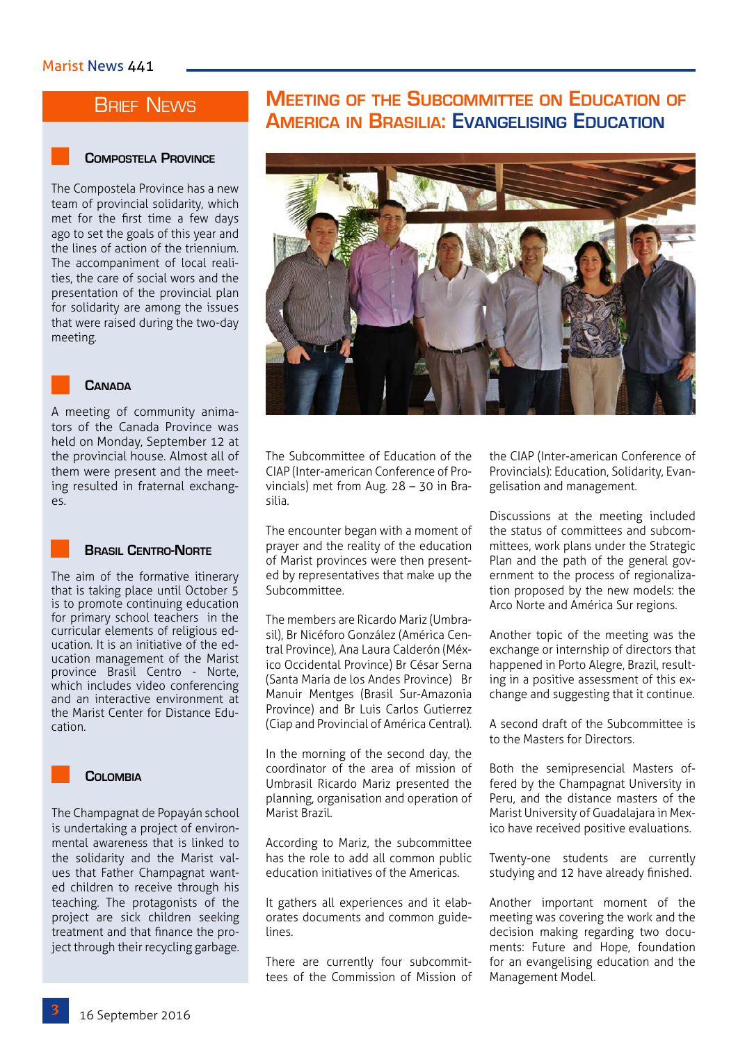## Brief News

### Compostela Province

The Compostela Province has a new team of provincial solidarity, which met for the first time a few days ago to set the goals of this year and the lines of action of the triennium. The accompaniment of local realities, the care of social wors and the presentation of the provincial plan for solidarity are among the issues that were raised during the two-day meeting.

### Canada

A meeting of community animators of the Canada Province was held on Monday, September 12 at the provincial house. Almost all of them were present and the meeting resulted in fraternal exchanges.

### Brasil Centro-Norte

The aim of the formative itinerary that is taking place until October 5 is to promote continuing education for primary school teachers in the curricular elements of religious education. It is an initiative of the education management of the Marist province Brasil Centro - Norte, which includes video conferencing and an interactive environment at the Marist Center for Distance Education.

### Colombia

The Champagnat de Popayán school is undertaking a project of environmental awareness that is linked to the solidarity and the Marist values that Father Champagnat wanted children to receive through his teaching. The protagonists of the project are sick children seeking treatment and that finance the project through their recycling garbage.

# Meeting of the Subcommittee on Education of America in Brasilia: Evangelising Education

The Subcommittee of Education of the CIAP (Inter-american Conference of Provincials) met from Aug. 28 – 30 in Brasilia.

The encounter began with a moment of prayer and the reality of the education of Marist provinces were then presented by representatives that make up the Subcommittee.

The members are Ricardo Mariz (Umbrasil), Br Nicéforo González (América Central Province), Ana Laura Calderón (México Occidental Province) Br César Serna (Santa María de los Andes Province) Br Manuir Mentges (Brasil Sur-Amazonia Province) and Br Luis Carlos Gutierrez (Ciap and Provincial of América Central).

In the morning of the second day, the coordinator of the area of mission of Umbrasil Ricardo Mariz presented the planning, organisation and operation of Marist Brazil.

According to Mariz, the subcommittee has the role to add all common public education initiatives of the Americas.

It gathers all experiences and it elaborates documents and common guidelines.

There are currently four subcommittees of the Commission of Mission of the CIAP (Inter-american Conference of Provincials): Education, Solidarity, Evangelisation and management.

Discussions at the meeting included the status of committees and subcommittees, work plans under the Strategic Plan and the path of the general government to the process of regionalization proposed by the new models: the Arco Norte and América Sur regions.

Another topic of the meeting was the exchange or internship of directors that happened in Porto Alegre, Brazil, resulting in a positive assessment of this exchange and suggesting that it continue.

A second draft of the Subcommittee is to the Masters for Directors.

Both the semipresencial Masters offered by the Champagnat University in Peru, and the distance masters of the Marist University of Guadalajara in Mexico have received positive evaluations.

Twenty-one students are currently studying and 12 have already finished.

Another important moment of the meeting was covering the work and the decision making regarding two documents: Future and Hope, foundation for an evangelising education and the Management Model.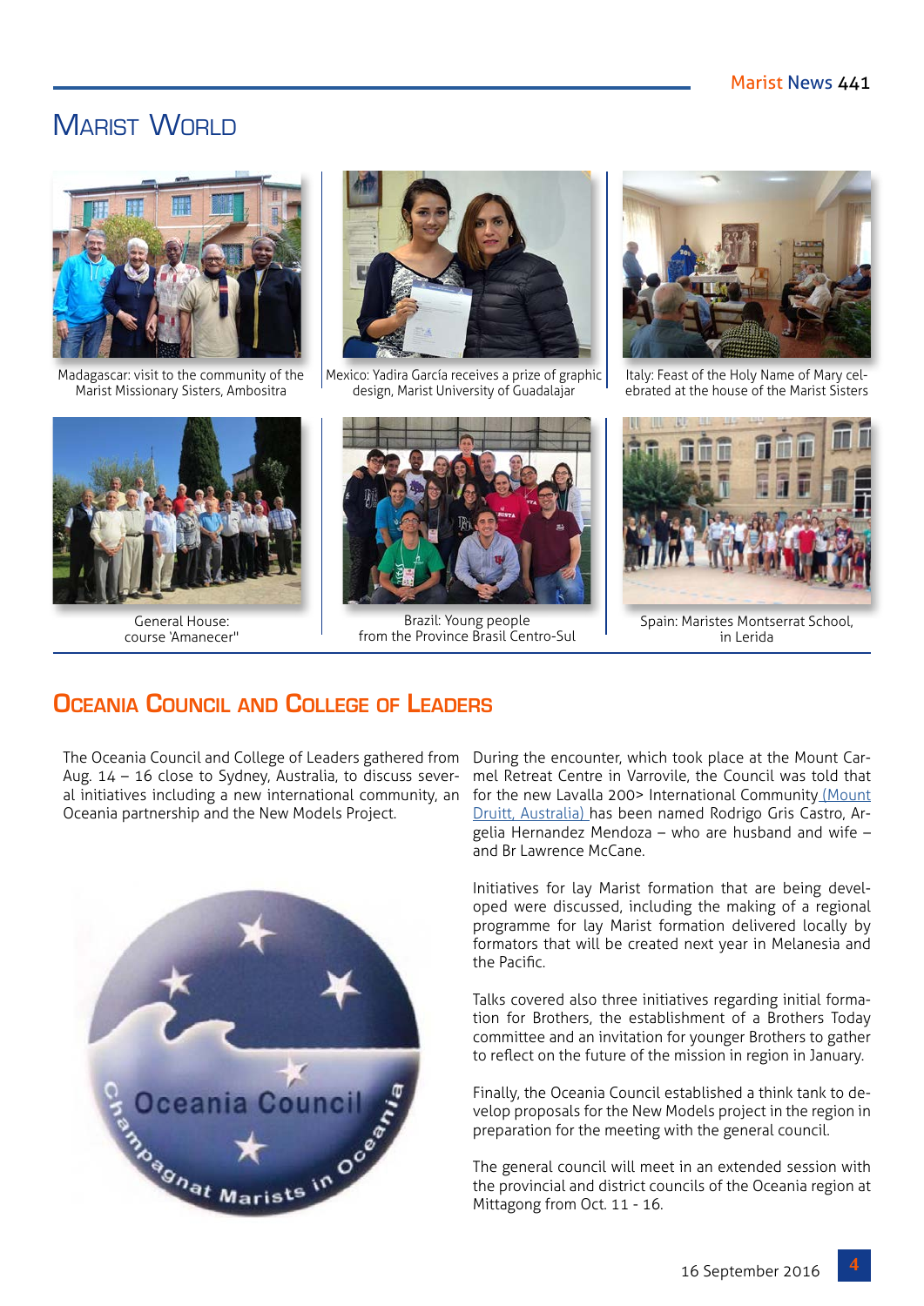# Marist World

Madagascar: visit to the community of the Marist Missionary Sisters, Ambositra

Mexico: Yadira García receives a prize of graphic design, Marist University of Guadalajar

Italy: Feast of the Holy Name of Mary celebrated at the house of the Marist Sisters

General House: course 'Amanecer"

Brazil: Young people from the Province Brasil Centro-Sul

Spain: Maristes Montserrat School, in Lerida

## Oceania Council and College of Leaders

The Oceania Council and College of Leaders gathered from Aug. 14 – 16 close to Sydney, Australia, to discuss several initiatives including a new international community, an Oceania partnership and the New Models Project.

During the encounter, which took place at the Mount Carmel Retreat Centre in Varrovile, the Council was told that for the new Lavalla 200> International Community (Mount Druitt, Australia) has been named Rodrigo Gris Castro, Argelia Hernandez Mendoza – who are husband and wife – and Br Lawrence McCane.

Initiatives for lay Marist formation that are being developed were discussed, including the making of a regional programme for lay Marist formation delivered locally by formators that will be created next year in Melanesia and the Pacific.

Talks covered also three initiatives regarding initial formation for Brothers, the establishment of a Brothers Today committee and an invitation for younger Brothers to gather to reflect on the future of the mission in region in January.

Finally, the Oceania Council established a think tank to develop proposals for the New Models project in the region in preparation for the meeting with the general council.

The general council will meet in an extended session with the provincial and district councils of the Oceania region at Mittagong from Oct. 11 - 16.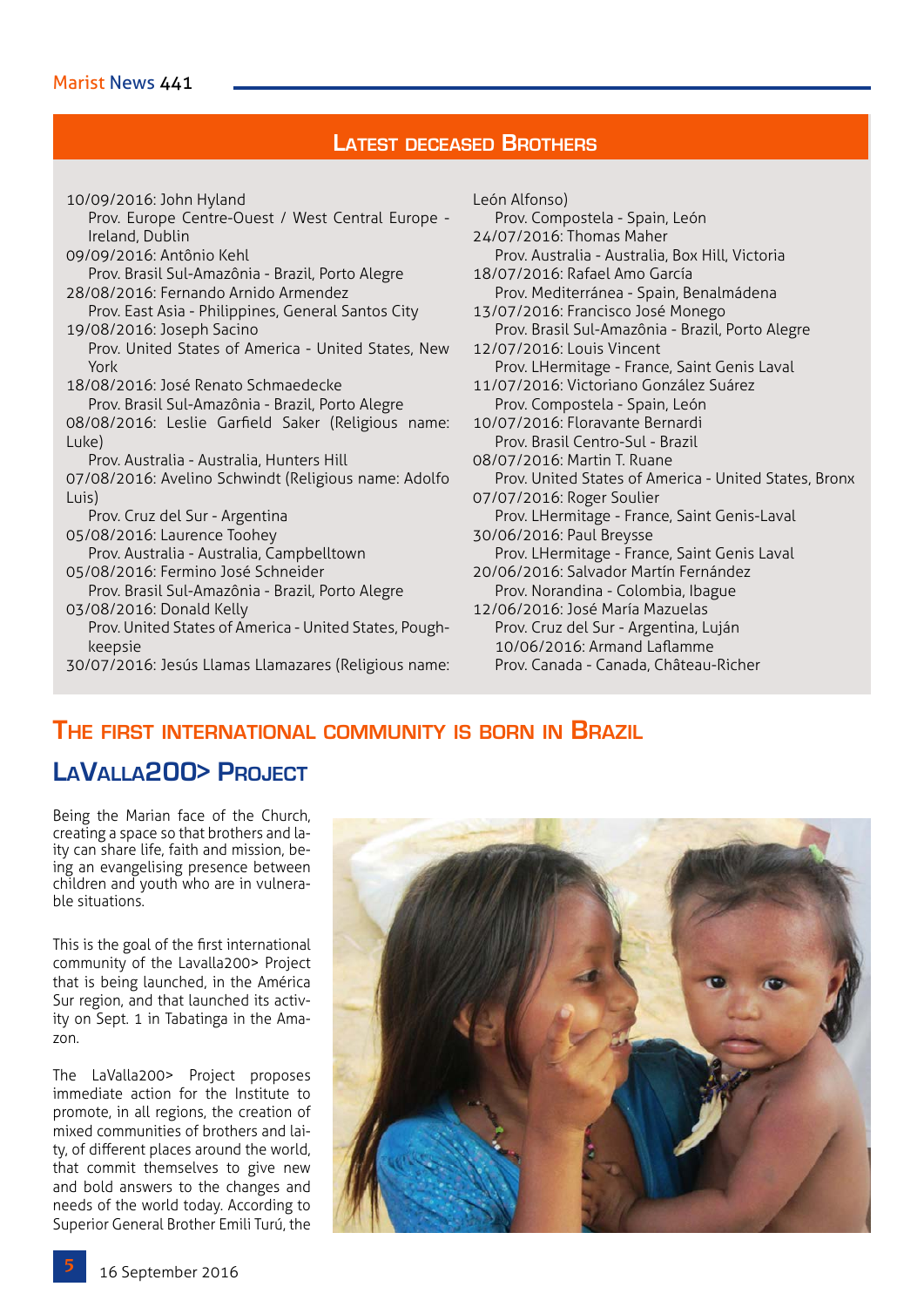## Latest deceased Brothers

10/09/2016: John Hyland
Prov. Europe Centre-Ouest / West Central Europe - Ireland, Dublin
09/09/2016: Antônio Kehl
Prov. Brasil Sul-Amazônia - Brazil, Porto Alegre
28/08/2016: Fernando Arnido Armendez
Prov. East Asia - Philippines, General Santos City
19/08/2016: Joseph Sacino
Prov. United States of America - United States, New York
18/08/2016: José Renato Schmaedecke
Prov. Brasil Sul-Amazônia - Brazil, Porto Alegre
08/08/2016: Leslie Garfield Saker (Religious name: Luke)
Prov. Australia - Australia, Hunters Hill
07/08/2016: Avelino Schwindt (Religious name: Adolfo Luis)
Prov. Cruz del Sur - Argentina
05/08/2016: Laurence Toohey
Prov. Australia - Australia, Campbelltown
05/08/2016: Fermino José Schneider
Prov. Brasil Sul-Amazônia - Brazil, Porto Alegre
03/08/2016: Donald Kelly
Prov. United States of America - United States, Poughkeepsie
30/07/2016: Jesús Llamas Llamazares (Religious name: León Alfonso)
Prov. Compostela - Spain, León
24/07/2016: Thomas Maher
Prov. Australia - Australia, Box Hill, Victoria
18/07/2016: Rafael Amo García
Prov. Mediterránea - Spain, Benalmádena
13/07/2016: Francisco José Monego
Prov. Brasil Sul-Amazônia - Brazil, Porto Alegre
12/07/2016: Louis Vincent
Prov. LHermitage - France, Saint Genis Laval
11/07/2016: Victoriano González Suárez
Prov. Compostela - Spain, León
10/07/2016: Floravante Bernardi
Prov. Brasil Centro-Sul - Brazil
08/07/2016: Martin T. Ruane
Prov. United States of America - United States, Bronx
07/07/2016: Roger Soulier
Prov. LHermitage - France, Saint Genis-Laval
30/06/2016: Paul Breysse
Prov. LHermitage - France, Saint Genis Laval
20/06/2016: Salvador Martín Fernández
Prov. Norandina - Colombia, Ibague
12/06/2016: José María Mazuelas
Prov. Cruz del Sur - Argentina, Luján
10/06/2016: Armand Laflamme
Prov. Canada - Canada, Château-Richer

## The first international community is born in Brazil

## LaValla200> Project

Being the Marian face of the Church, creating a space so that brothers and laity can share life, faith and mission, being an evangelising presence between children and youth who are in vulnerable situations.

This is the goal of the first international community of the Lavalla200> Project that is being launched, in the América Sur region, and that launched its activity on Sept. 1 in Tabatinga in the Amazon.

The LaValla200> Project proposes immediate action for the Institute to promote, in all regions, the creation of mixed communities of brothers and laity, of different places around the world, that commit themselves to give new and bold answers to the changes and needs of the world today. According to Superior General Brother Emili Turú, the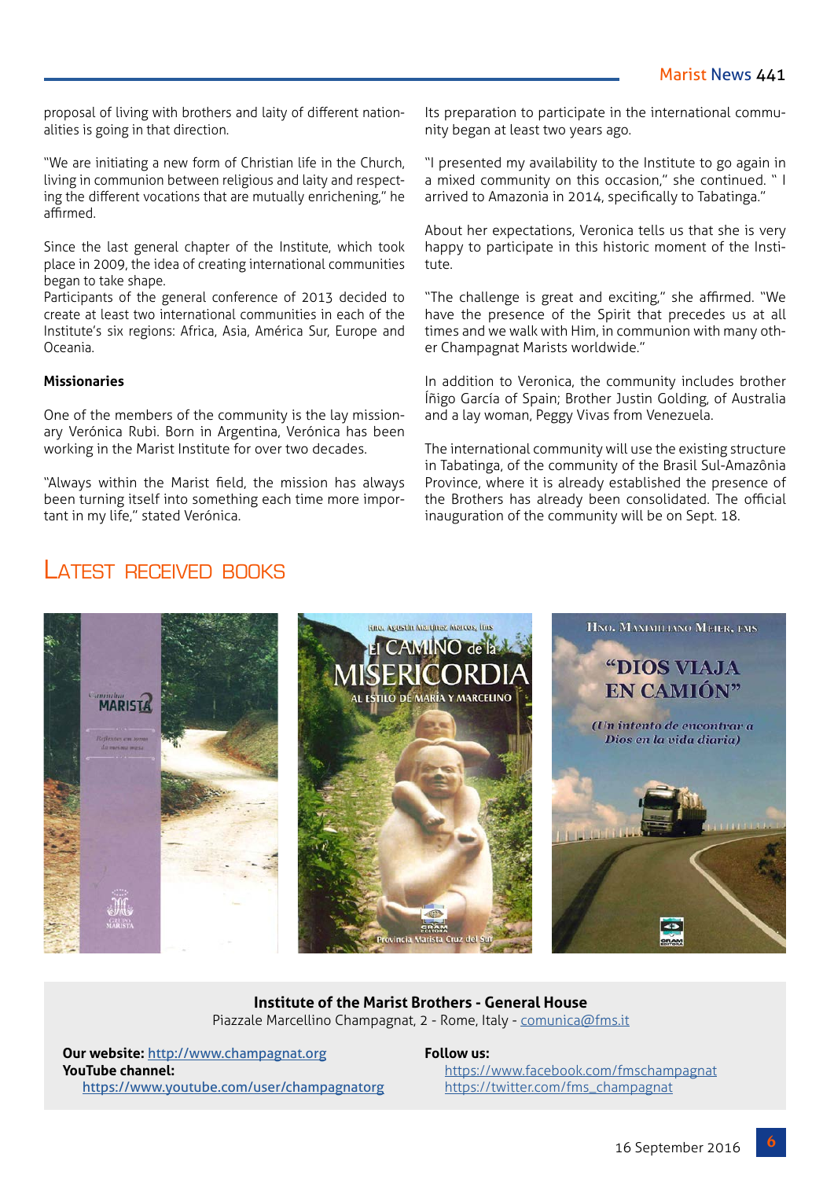proposal of living with brothers and laity of different nationalities is going in that direction.

"We are initiating a new form of Christian life in the Church, living in communion between religious and laity and respecting the different vocations that are mutually enriching," he affirmed.

Since the last general chapter of the Institute, which took place in 2009, the idea of creating international communities began to take shape.
Participants of the general conference of 2013 decided to create at least two international communities in each of the Institute's six regions: Africa, Asia, América Sur, Europe and Oceania.

**Missionaries**

One of the members of the community is the lay missionary Verónica Rubi. Born in Argentina, Verónica has been working in the Marist Institute for over two decades.

"Always within the Marist field, the mission has always been turning itself into something each time more important in my life," stated Verónica.

Its preparation to participate in the international community began at least two years ago.

"I presented my availability to the Institute to go again in a mixed community on this occasion," she continued. " I arrived to Amazonia in 2014, specifically to Tabatinga."

About her expectations, Veronica tells us that she is very happy to participate in this historic moment of the Institute.

"The challenge is great and exciting," she affirmed. "We have the presence of the Spirit that precedes us at all times and we walk with Him, in communion with many other Champagnat Marists worldwide."

In addition to Veronica, the community includes brother Íñigo García of Spain; Brother Justin Golding, of Australia and a lay woman, Peggy Vivas from Venezuela.

The international community will use the existing structure in Tabatinga, of the community of the Brasil Sul-Amazônia Province, where it is already established the presence of the Brothers has already been consolidated. The official inauguration of the community will be on Sept. 18.

## Latest received books

Caminhos MARISTA 2

Reflexões em torno da mesma mesa

GRUPO MARISTA

Hno. Agustín Martínez Marcos, fms

El CAMINO de la MISERICORDIA

AL ESTILO DE MARÍA Y MARCELINO

GRAM EDITORA

Provincia Marista Cruz del Sur

Hno. Maximiliano Meier, fms

"DIOS VIAJA EN CAMIÓN"

(Un intento de encontrar a Dios en la vida diaria)

GRAM EDITORA

**Institute of the Marist Brothers - General House**
Piazzale Marcellino Champagnat, 2 - Rome, Italy - comunica@fms.it

**Our website:** http://www.champagnat.org
**YouTube channel:**
https://www.youtube.com/user/champagnatorg

**Follow us:**
https://www.facebook.com/fmschampagnat
https://twitter.com/fms_champagnat

16 September 2016